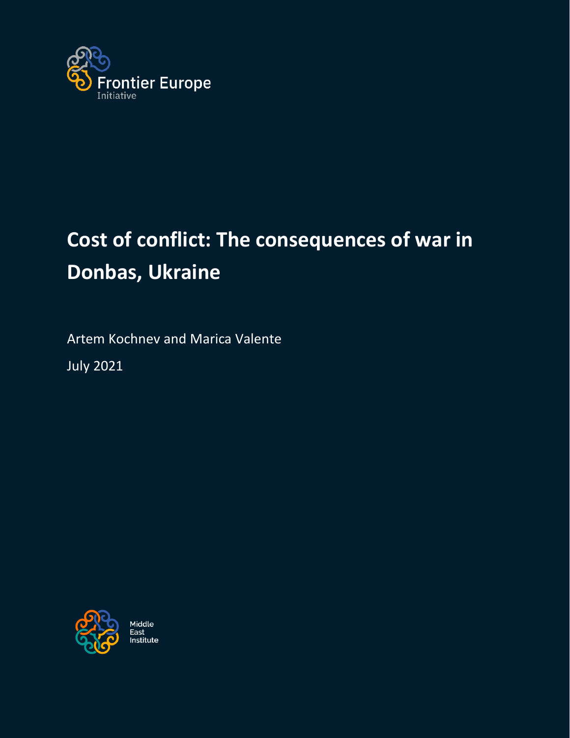Frontier Europe
Initiative

# Cost of conflict: The consequences of war in Donbas, Ukraine

Artem Kochnev and Marica Valente

July 2021

Middle
East
Institute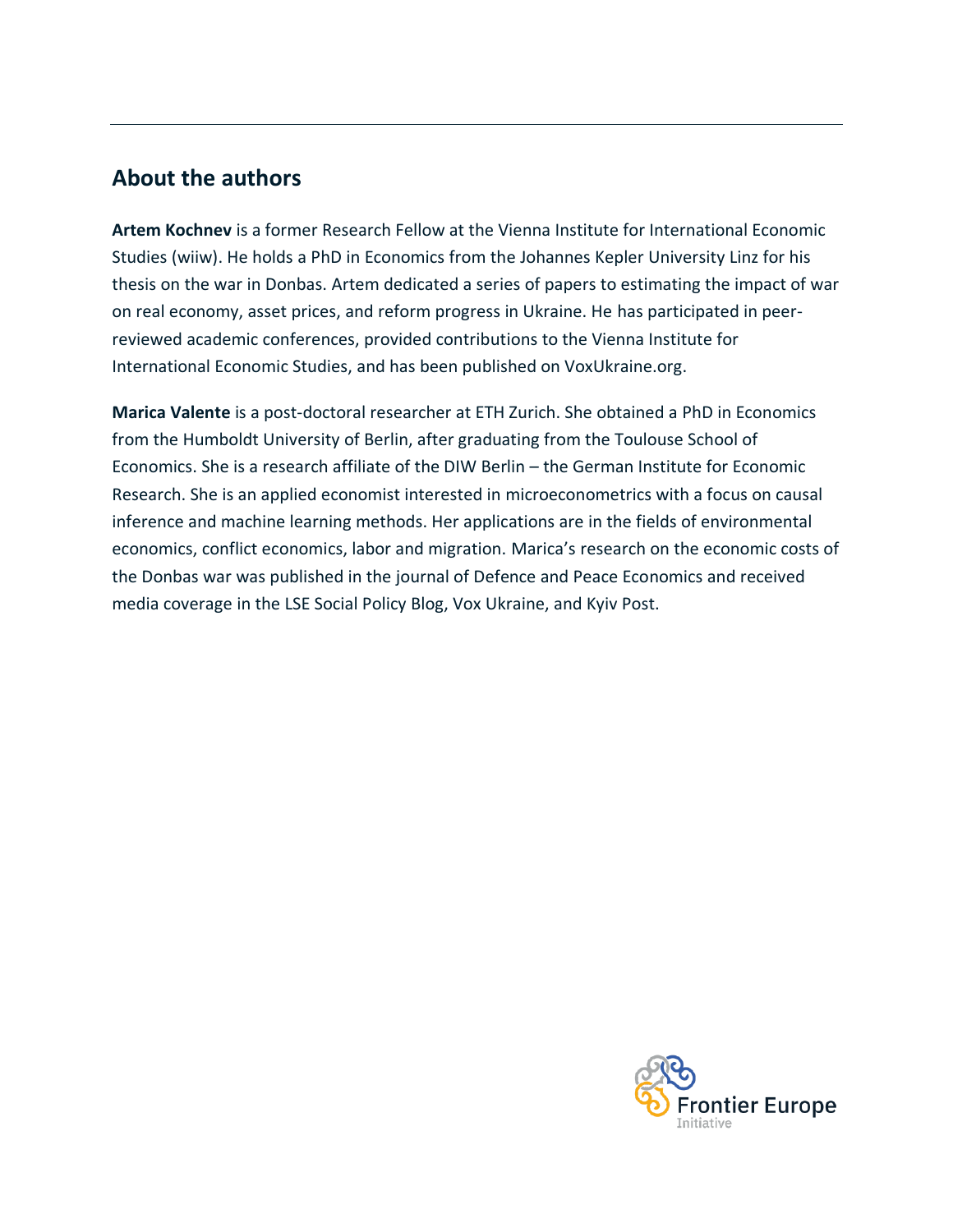## About the authors

**Artem Kochnev** is a former Research Fellow at the Vienna Institute for International Economic Studies (wiiw). He holds a PhD in Economics from the Johannes Kepler University Linz for his thesis on the war in Donbas. Artem dedicated a series of papers to estimating the impact of war on real economy, asset prices, and reform progress in Ukraine. He has participated in peer-reviewed academic conferences, provided contributions to the Vienna Institute for International Economic Studies, and has been published on VoxUkraine.org.

**Marica Valente** is a post-doctoral researcher at ETH Zurich. She obtained a PhD in Economics from the Humboldt University of Berlin, after graduating from the Toulouse School of Economics. She is a research affiliate of the DIW Berlin – the German Institute for Economic Research. She is an applied economist interested in microeconometrics with a focus on causal inference and machine learning methods. Her applications are in the fields of environmental economics, conflict economics, labor and migration. Marica's research on the economic costs of the Donbas war was published in the journal of Defence and Peace Economics and received media coverage in the LSE Social Policy Blog, Vox Ukraine, and Kyiv Post.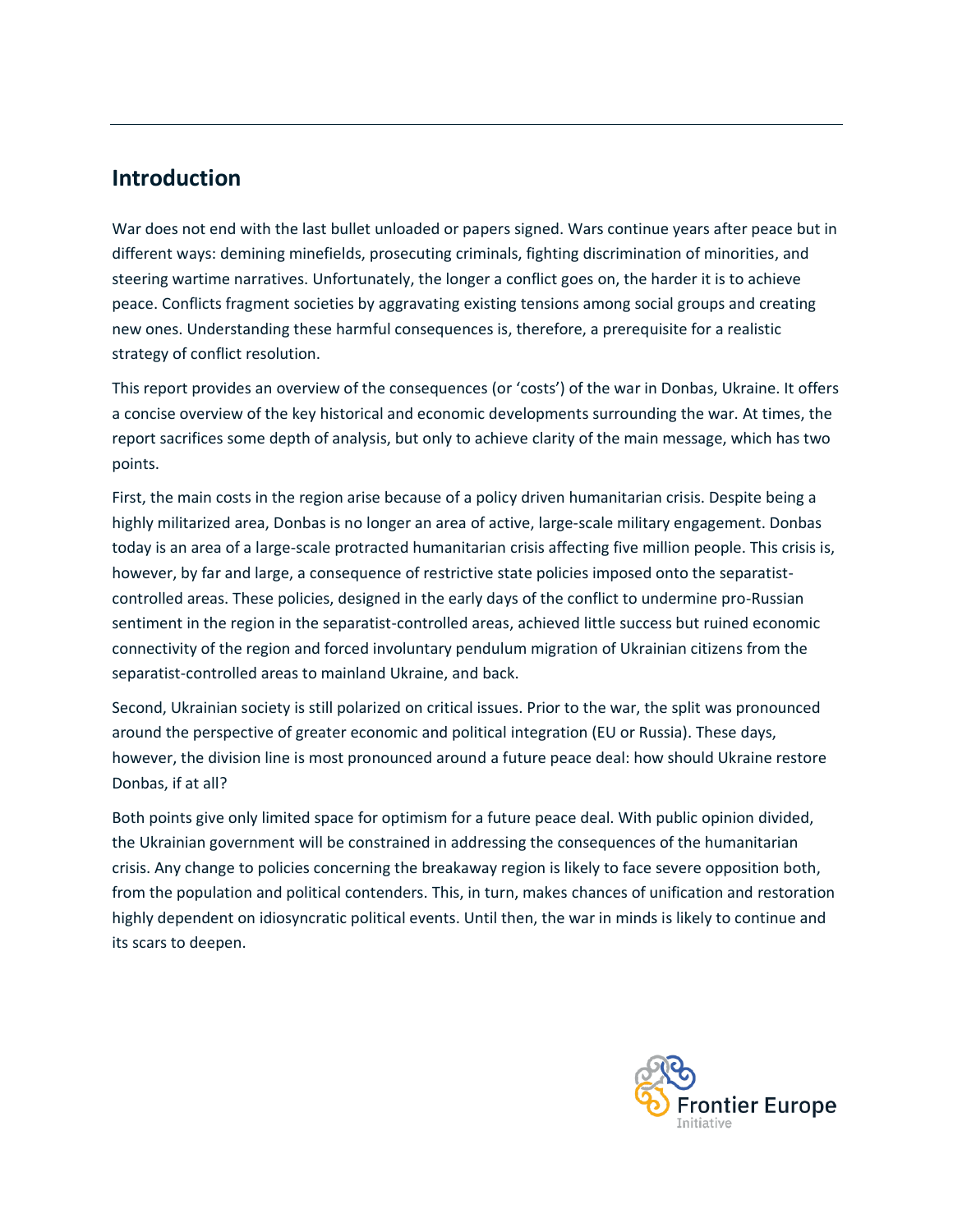## Introduction

War does not end with the last bullet unloaded or papers signed. Wars continue years after peace but in different ways: demining minefields, prosecuting criminals, fighting discrimination of minorities, and steering wartime narratives. Unfortunately, the longer a conflict goes on, the harder it is to achieve peace. Conflicts fragment societies by aggravating existing tensions among social groups and creating new ones. Understanding these harmful consequences is, therefore, a prerequisite for a realistic strategy of conflict resolution.

This report provides an overview of the consequences (or 'costs') of the war in Donbas, Ukraine. It offers a concise overview of the key historical and economic developments surrounding the war. At times, the report sacrifices some depth of analysis, but only to achieve clarity of the main message, which has two points.

First, the main costs in the region arise because of a policy driven humanitarian crisis. Despite being a highly militarized area, Donbas is no longer an area of active, large-scale military engagement. Donbas today is an area of a large-scale protracted humanitarian crisis affecting five million people. This crisis is, however, by far and large, a consequence of restrictive state policies imposed onto the separatist-controlled areas. These policies, designed in the early days of the conflict to undermine pro-Russian sentiment in the region in the separatist-controlled areas, achieved little success but ruined economic connectivity of the region and forced involuntary pendulum migration of Ukrainian citizens from the separatist-controlled areas to mainland Ukraine, and back.

Second, Ukrainian society is still polarized on critical issues. Prior to the war, the split was pronounced around the perspective of greater economic and political integration (EU or Russia). These days, however, the division line is most pronounced around a future peace deal: how should Ukraine restore Donbas, if at all?

Both points give only limited space for optimism for a future peace deal. With public opinion divided, the Ukrainian government will be constrained in addressing the consequences of the humanitarian crisis. Any change to policies concerning the breakaway region is likely to face severe opposition both, from the population and political contenders. This, in turn, makes chances of unification and restoration highly dependent on idiosyncratic political events. Until then, the war in minds is likely to continue and its scars to deepen.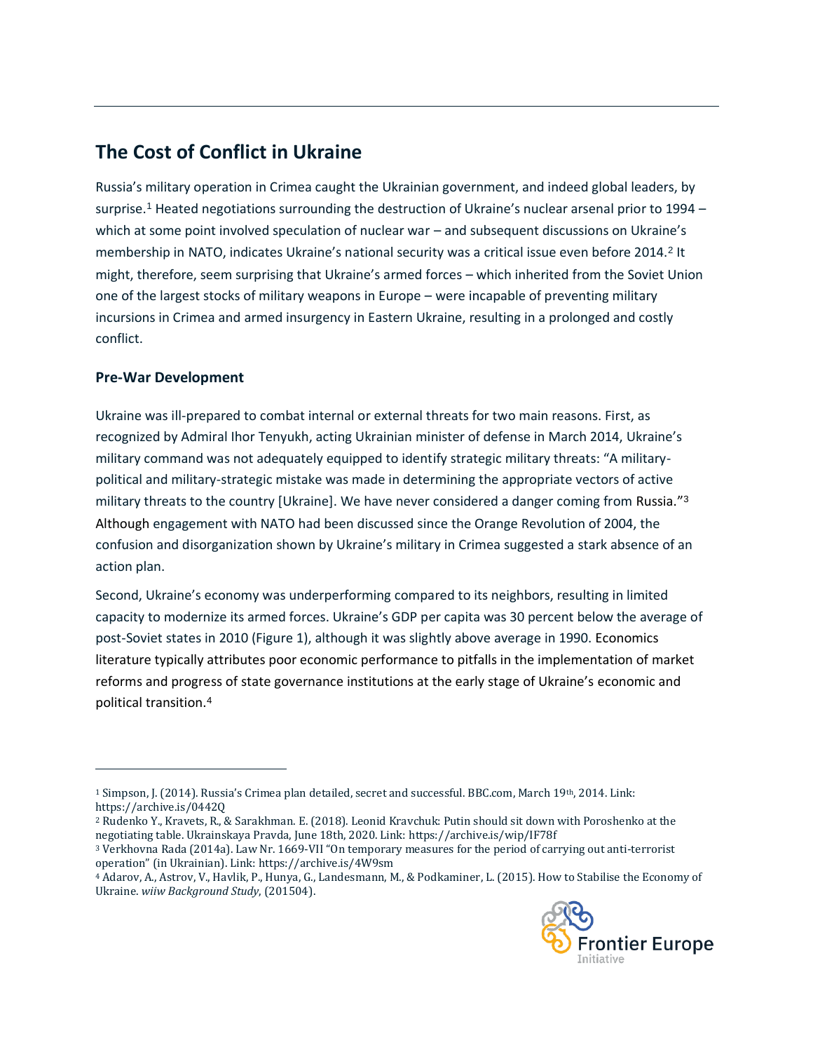## The Cost of Conflict in Ukraine

Russia's military operation in Crimea caught the Ukrainian government, and indeed global leaders, by surprise.[1] Heated negotiations surrounding the destruction of Ukraine's nuclear arsenal prior to 1994 – which at some point involved speculation of nuclear war – and subsequent discussions on Ukraine's membership in NATO, indicates Ukraine's national security was a critical issue even before 2014.[2] It might, therefore, seem surprising that Ukraine's armed forces – which inherited from the Soviet Union one of the largest stocks of military weapons in Europe – were incapable of preventing military incursions in Crimea and armed insurgency in Eastern Ukraine, resulting in a prolonged and costly conflict.

### Pre-War Development

Ukraine was ill-prepared to combat internal or external threats for two main reasons. First, as recognized by Admiral Ihor Tenyukh, acting Ukrainian minister of defense in March 2014, Ukraine's military command was not adequately equipped to identify strategic military threats: "A military-political and military-strategic mistake was made in determining the appropriate vectors of active military threats to the country [Ukraine]. We have never considered a danger coming from Russia."[3] Although engagement with NATO had been discussed since the Orange Revolution of 2004, the confusion and disorganization shown by Ukraine's military in Crimea suggested a stark absence of an action plan.

Second, Ukraine's economy was underperforming compared to its neighbors, resulting in limited capacity to modernize its armed forces. Ukraine's GDP per capita was 30 percent below the average of post-Soviet states in 2010 (Figure 1), although it was slightly above average in 1990. Economics literature typically attributes poor economic performance to pitfalls in the implementation of market reforms and progress of state governance institutions at the early stage of Ukraine's economic and political transition.[4]

---

[1] Simpson, J. (2014). Russia's Crimea plan detailed, secret and successful. BBC.com, March 19th, 2014. Link: https://archive.is/0442Q

[2] Rudenko Y., Kravets, R., & Sarakhman. E. (2018). Leonid Kravchuk: Putin should sit down with Poroshenko at the negotiating table. Ukrainskaya Pravda, June 18th, 2020. Link: https://archive.is/wip/IF78f

[3] Verkhovna Rada (2014a). Law Nr. 1669-VII "On temporary measures for the period of carrying out anti-terrorist operation" (in Ukrainian). Link: https://archive.is/4W9sm

[4] Adarov, A., Astrov, V., Havlik, P., Hunya, G., Landesmann, M., & Podkaminer, L. (2015). How to Stabilise the Economy of Ukraine. *wiiw Background Study*, (201504).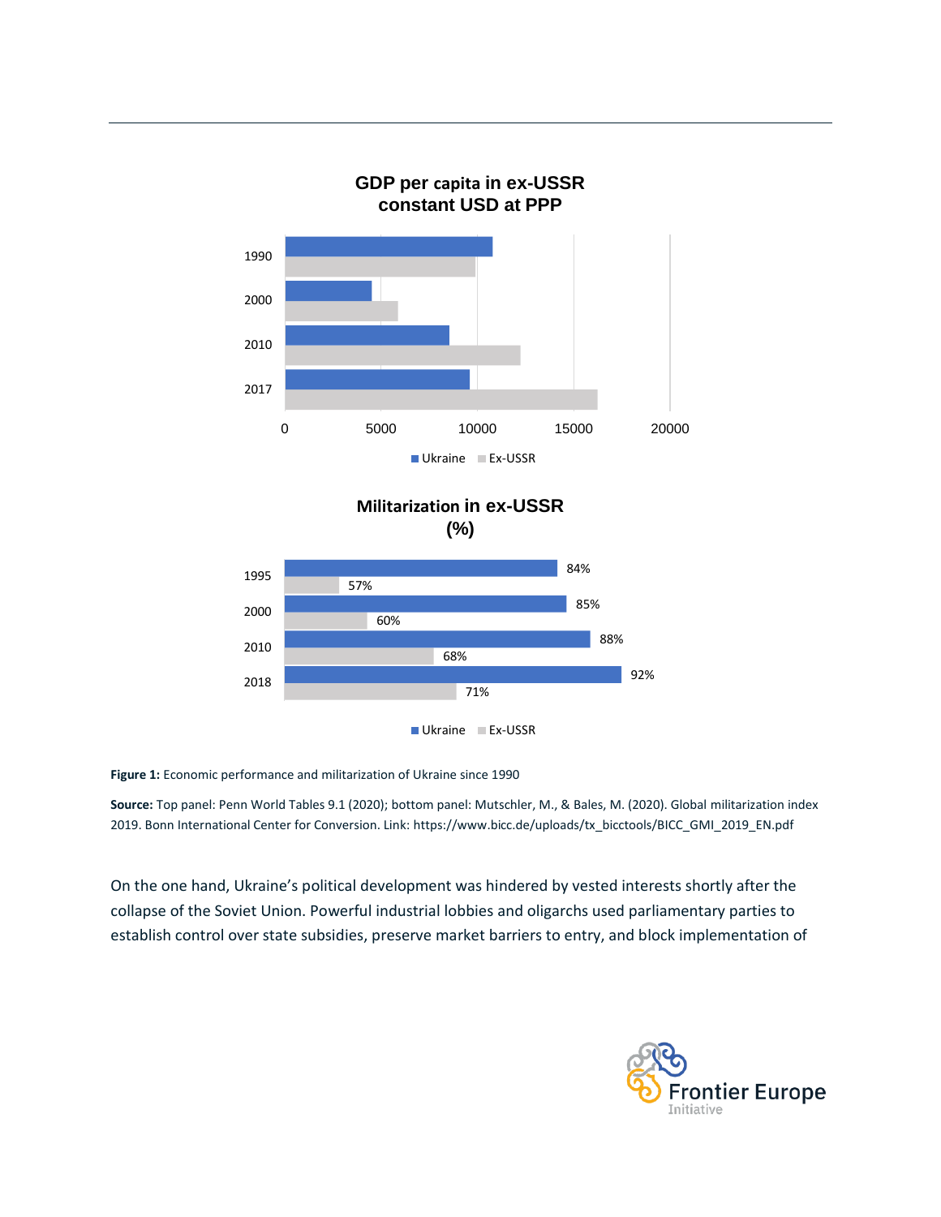**GDP per capita in ex-USSR constant USD at PPP**

**Militarization in ex-USSR (%)**

| Year | Ukraine | Ex-USSR |
|---|---|---|
| 1995 | 84% | 57% |
| 2000 | 85% | 60% |
| 2010 | 88% | 68% |
| 2018 | 92% | 71% |

**Figure 1:** Economic performance and militarization of Ukraine since 1990

**Source:** Top panel: Penn World Tables 9.1 (2020); bottom panel: Mutschler, M., & Bales, M. (2020). Global militarization index 2019. Bonn International Center for Conversion. Link: https://www.bicc.de/uploads/tx_bicctools/BICC_GMI_2019_EN.pdf

On the one hand, Ukraine's political development was hindered by vested interests shortly after the collapse of the Soviet Union. Powerful industrial lobbies and oligarchs used parliamentary parties to establish control over state subsidies, preserve market barriers to entry, and block implementation of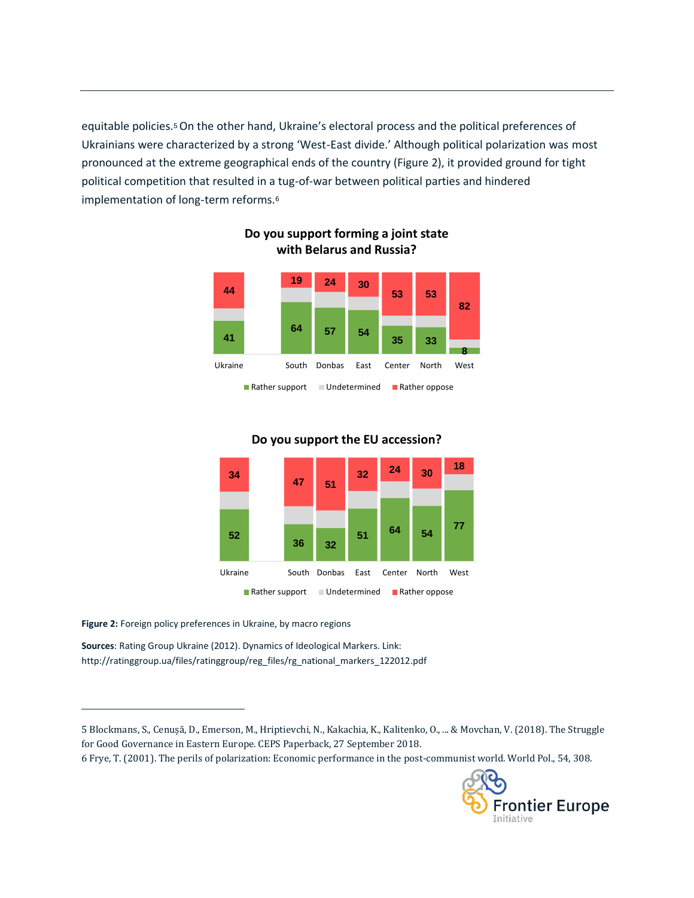equitable policies.[5] On the other hand, Ukraine's electoral process and the political preferences of Ukrainians were characterized by a strong 'West-East divide.' Although political polarization was most pronounced at the extreme geographical ends of the country (Figure 2), it provided ground for tight political competition that resulted in a tug-of-war between political parties and hindered implementation of long-term reforms.[6]

**Do you support forming a joint state with Belarus and Russia?**

| | Ukraine | South | Donbas | East | Center | North | West |
|---|---|---|---|---|---|---|---|
| Rather support | 41 | 64 | 57 | 54 | 35 | 33 | 8 |
| Rather oppose | 44 | 19 | 24 | 30 | 53 | 53 | 82 |

**Do you support the EU accession?**

| | Ukraine | South | Donbas | East | Center | North | West |
|---|---|---|---|---|---|---|---|
| Rather support | 52 | 36 | 32 | 51 | 64 | 54 | 77 |
| Rather oppose | 34 | 47 | 51 | 32 | 24 | 30 | 18 |

Legend: Rather support, Undetermined, Rather oppose

**Figure 2:** Foreign policy preferences in Ukraine, by macro regions

**Sources**: Rating Group Ukraine (2012). Dynamics of Ideological Markers. Link: http://ratinggroup.ua/files/ratinggroup/reg_files/rg_national_markers_122012.pdf

---

5 Blockmans, S., Cenușă, D., Emerson, M., Hriptievchi, N., Kakachia, K., Kalitenko, O., ... & Movchan, V. (2018). The Struggle for Good Governance in Eastern Europe. CEPS Paperback, 27 September 2018.

6 Frye, T. (2001). The perils of polarization: Economic performance in the post-communist world. World Pol., 54, 308.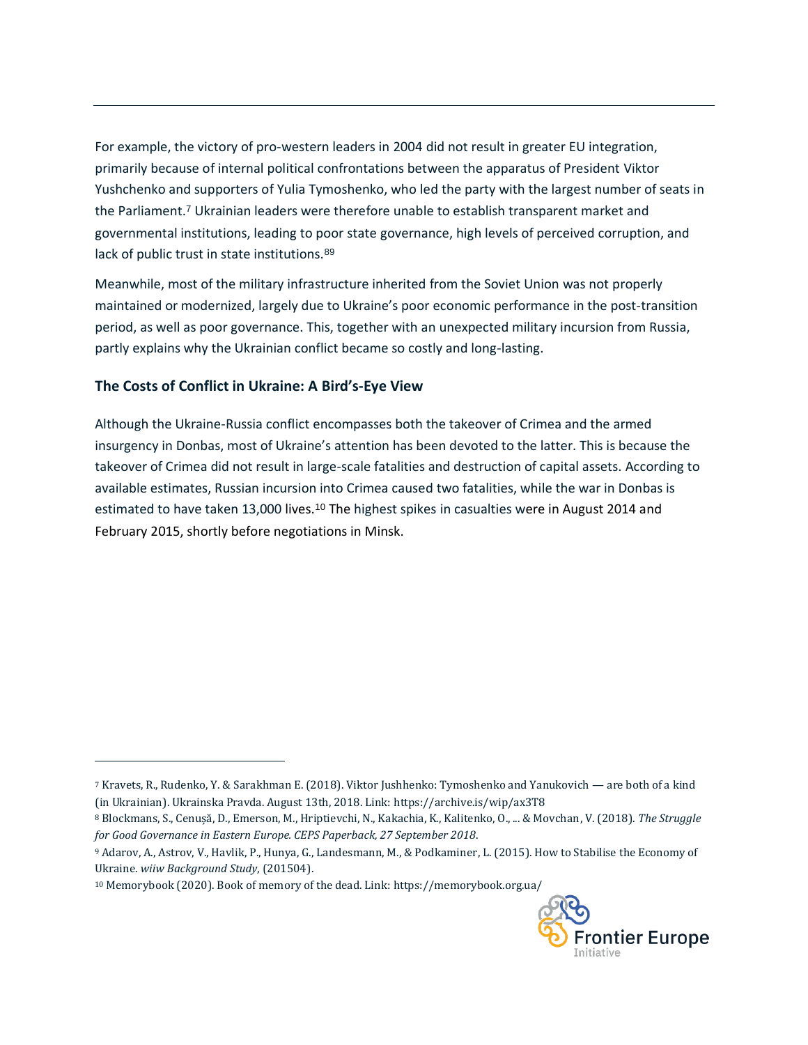For example, the victory of pro-western leaders in 2004 did not result in greater EU integration, primarily because of internal political confrontations between the apparatus of President Viktor Yushchenko and supporters of Yulia Tymoshenko, who led the party with the largest number of seats in the Parliament.[7] Ukrainian leaders were therefore unable to establish transparent market and governmental institutions, leading to poor state governance, high levels of perceived corruption, and lack of public trust in state institutions.[8][9]

Meanwhile, most of the military infrastructure inherited from the Soviet Union was not properly maintained or modernized, largely due to Ukraine's poor economic performance in the post-transition period, as well as poor governance. This, together with an unexpected military incursion from Russia, partly explains why the Ukrainian conflict became so costly and long-lasting.

### The Costs of Conflict in Ukraine: A Bird's-Eye View

Although the Ukraine-Russia conflict encompasses both the takeover of Crimea and the armed insurgency in Donbas, most of Ukraine's attention has been devoted to the latter. This is because the takeover of Crimea did not result in large-scale fatalities and destruction of capital assets. According to available estimates, Russian incursion into Crimea caused two fatalities, while the war in Donbas is estimated to have taken 13,000 lives.[10] The highest spikes in casualties were in August 2014 and February 2015, shortly before negotiations in Minsk.

---

[7] Kravets, R., Rudenko, Y. & Sarakhman E. (2018). Viktor Jushhenko: Tymoshenko and Yanukovich — are both of a kind (in Ukrainian). Ukrainska Pravda. August 13th, 2018. Link: https://archive.is/wip/ax3T8

[8] Blockmans, S., Cenușă, D., Emerson, M., Hriptievchi, N., Kakachia, K., Kalitenko, O., ... & Movchan, V. (2018). *The Struggle for Good Governance in Eastern Europe. CEPS Paperback, 27 September 2018*.

[9] Adarov, A., Astrov, V., Havlik, P., Hunya, G., Landesmann, M., & Podkaminer, L. (2015). How to Stabilise the Economy of Ukraine. *wiiw Background Study*, (201504).

[10] Memorybook (2020). Book of memory of the dead. Link: https://memorybook.org.ua/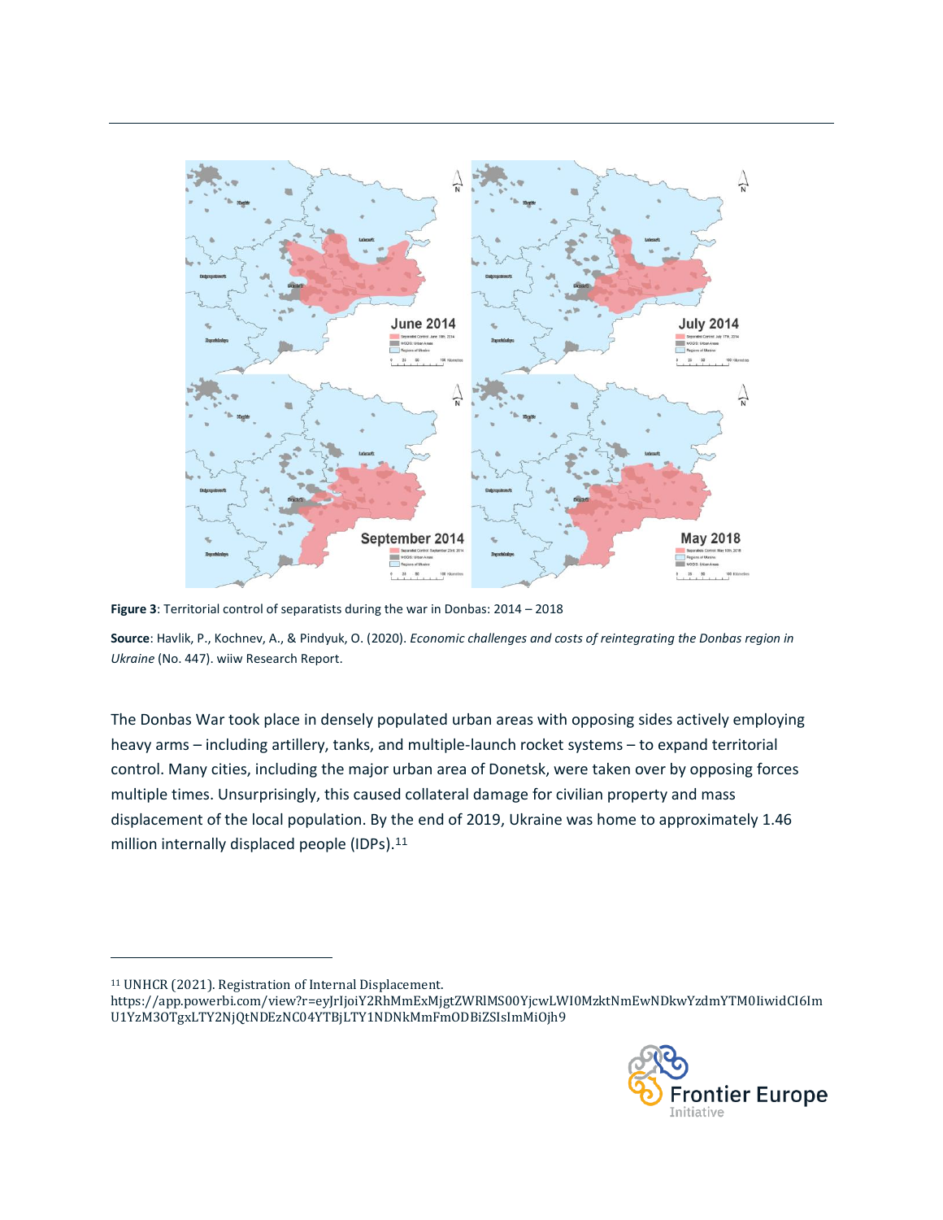**Figure 3**: Territorial control of separatists during the war in Donbas: 2014 – 2018

**Source**: Havlik, P., Kochnev, A., & Pindyuk, O. (2020). *Economic challenges and costs of reintegrating the Donbas region in Ukraine* (No. 447). wiiw Research Report.

The Donbas War took place in densely populated urban areas with opposing sides actively employing heavy arms – including artillery, tanks, and multiple-launch rocket systems – to expand territorial control. Many cities, including the major urban area of Donetsk, were taken over by opposing forces multiple times. Unsurprisingly, this caused collateral damage for civilian property and mass displacement of the local population. By the end of 2019, Ukraine was home to approximately 1.46 million internally displaced people (IDPs).[11]

---

[11] UNHCR (2021). Registration of Internal Displacement. https://app.powerbi.com/view?r=eyJrIjoiY2RhMmExMjgtZWRlMS00YjcwLWI0MzktNmEwNDkwYzdmYTM0IiwidCI6ImU1YzM3OTgxLTY2NjQtNDEzNC04YTBjLTY1NDNkMmFmODBiZSIsImMiOjh9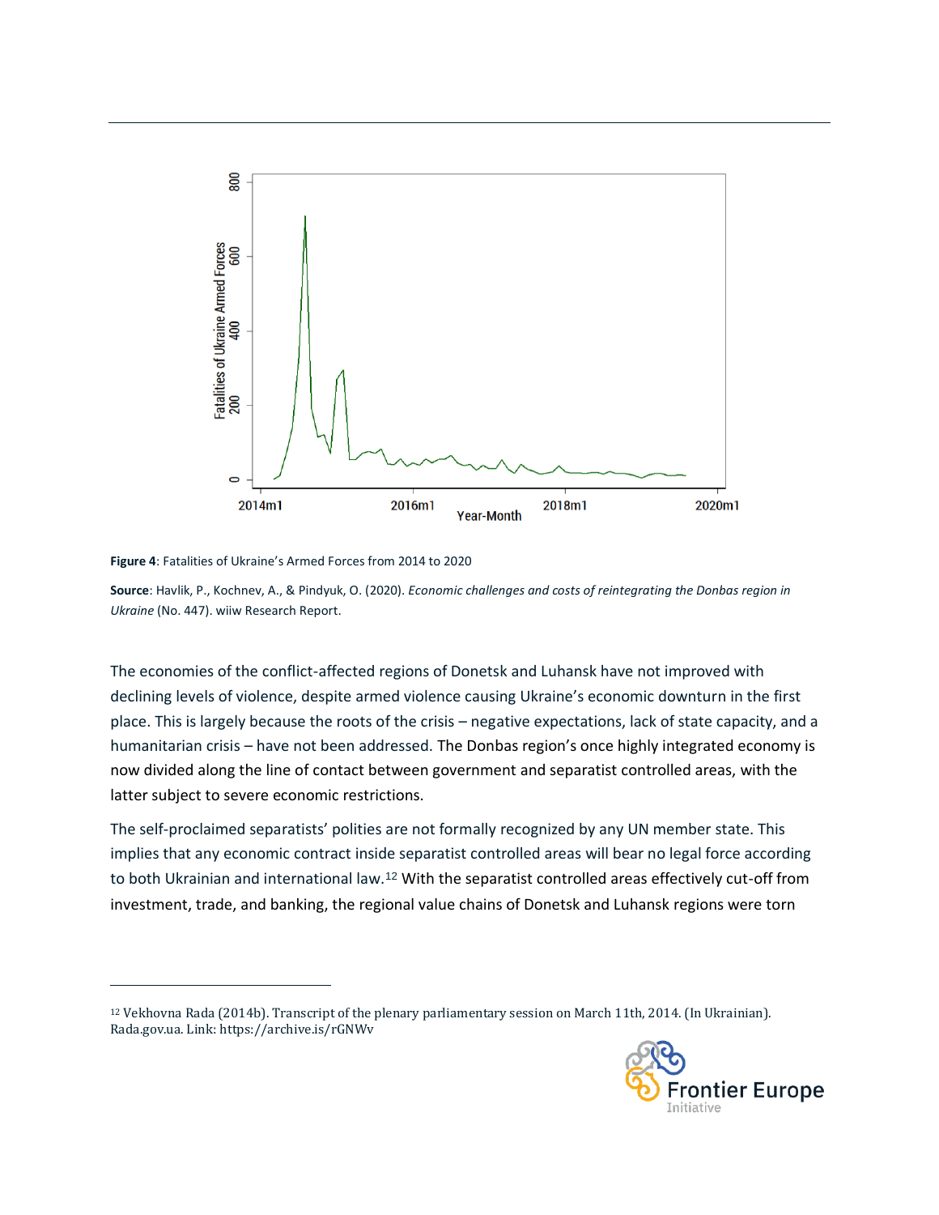**Figure 4**: Fatalities of Ukraine's Armed Forces from 2014 to 2020

**Source**: Havlik, P., Kochnev, A., & Pindyuk, O. (2020). *Economic challenges and costs of reintegrating the Donbas region in Ukraine* (No. 447). wiiw Research Report.

The economies of the conflict-affected regions of Donetsk and Luhansk have not improved with declining levels of violence, despite armed violence causing Ukraine's economic downturn in the first place. This is largely because the roots of the crisis – negative expectations, lack of state capacity, and a humanitarian crisis – have not been addressed. The Donbas region's once highly integrated economy is now divided along the line of contact between government and separatist controlled areas, with the latter subject to severe economic restrictions.

The self-proclaimed separatists' polities are not formally recognized by any UN member state. This implies that any economic contract inside separatist controlled areas will bear no legal force according to both Ukrainian and international law.[12] With the separatist controlled areas effectively cut-off from investment, trade, and banking, the regional value chains of Donetsk and Luhansk regions were torn

[12] Vekhovna Rada (2014b). Transcript of the plenary parliamentary session on March 11th, 2014. (In Ukrainian). Rada.gov.ua. Link: https://archive.is/rGNWv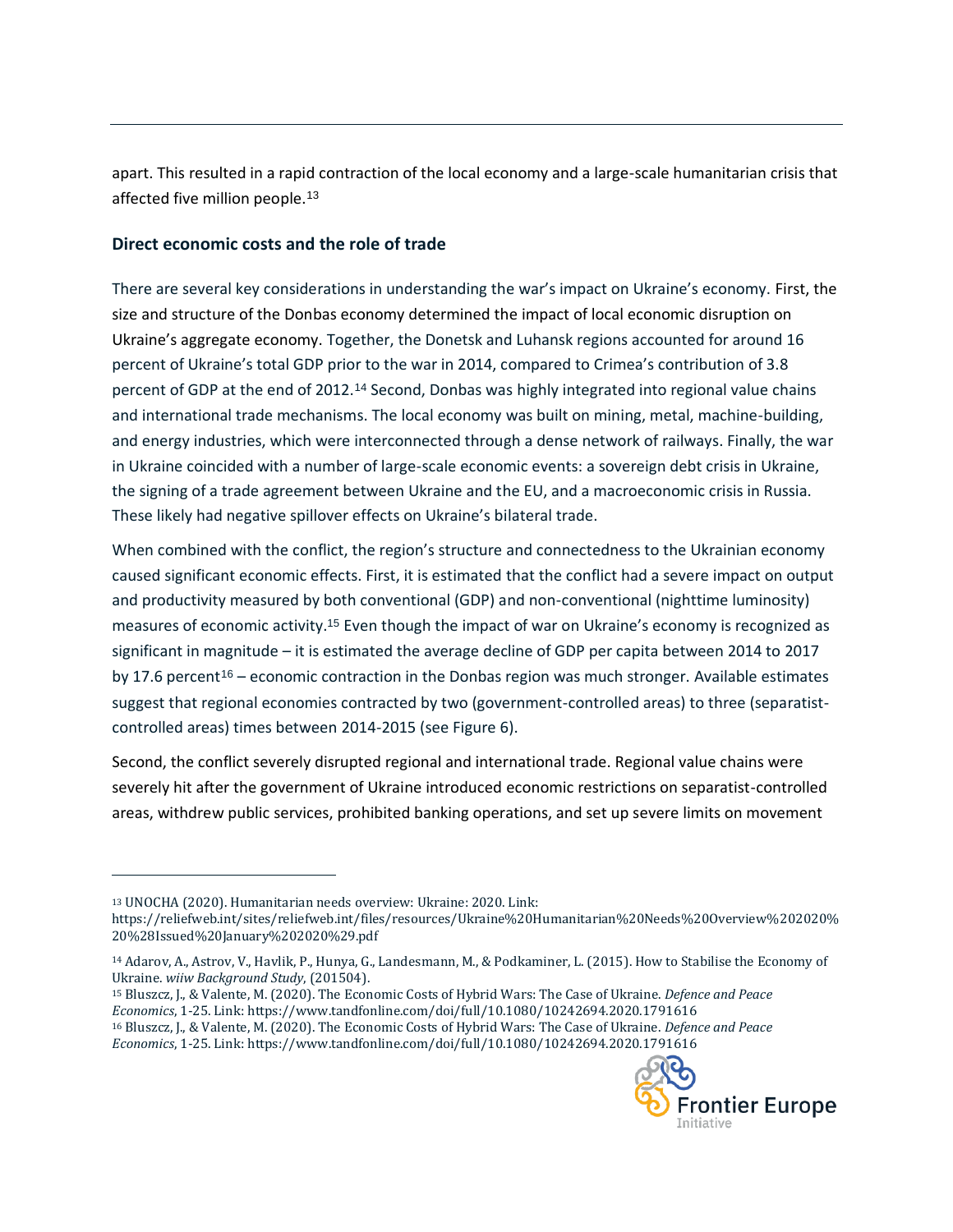apart. This resulted in a rapid contraction of the local economy and a large-scale humanitarian crisis that affected five million people.[13]

### Direct economic costs and the role of trade

There are several key considerations in understanding the war's impact on Ukraine's economy. First, the size and structure of the Donbas economy determined the impact of local economic disruption on Ukraine's aggregate economy. Together, the Donetsk and Luhansk regions accounted for around 16 percent of Ukraine's total GDP prior to the war in 2014, compared to Crimea's contribution of 3.8 percent of GDP at the end of 2012.[14] Second, Donbas was highly integrated into regional value chains and international trade mechanisms. The local economy was built on mining, metal, machine-building, and energy industries, which were interconnected through a dense network of railways. Finally, the war in Ukraine coincided with a number of large-scale economic events: a sovereign debt crisis in Ukraine, the signing of a trade agreement between Ukraine and the EU, and a macroeconomic crisis in Russia. These likely had negative spillover effects on Ukraine's bilateral trade.

When combined with the conflict, the region's structure and connectedness to the Ukrainian economy caused significant economic effects. First, it is estimated that the conflict had a severe impact on output and productivity measured by both conventional (GDP) and non-conventional (nighttime luminosity) measures of economic activity.[15] Even though the impact of war on Ukraine's economy is recognized as significant in magnitude – it is estimated the average decline of GDP per capita between 2014 to 2017 by 17.6 percent[16] – economic contraction in the Donbas region was much stronger. Available estimates suggest that regional economies contracted by two (government-controlled areas) to three (separatist-controlled areas) times between 2014-2015 (see Figure 6).

Second, the conflict severely disrupted regional and international trade. Regional value chains were severely hit after the government of Ukraine introduced economic restrictions on separatist-controlled areas, withdrew public services, prohibited banking operations, and set up severe limits on movement

---

[13] UNOCHA (2020). Humanitarian needs overview: Ukraine: 2020. Link: https://reliefweb.int/sites/reliefweb.int/files/resources/Ukraine%20Humanitarian%20Needs%20Overview%202020%20%28Issued%20January%202020%29.pdf

[14] Adarov, A., Astrov, V., Havlik, P., Hunya, G., Landesmann, M., & Podkaminer, L. (2015). How to Stabilise the Economy of Ukraine. *wiiw Background Study*, (201504).

[15] Bluszcz, J., & Valente, M. (2020). The Economic Costs of Hybrid Wars: The Case of Ukraine. *Defence and Peace Economics*, 1-25. Link: https://www.tandfonline.com/doi/full/10.1080/10242694.2020.1791616

[16] Bluszcz, J., & Valente, M. (2020). The Economic Costs of Hybrid Wars: The Case of Ukraine. *Defence and Peace Economics*, 1-25. Link: https://www.tandfonline.com/doi/full/10.1080/10242694.2020.1791616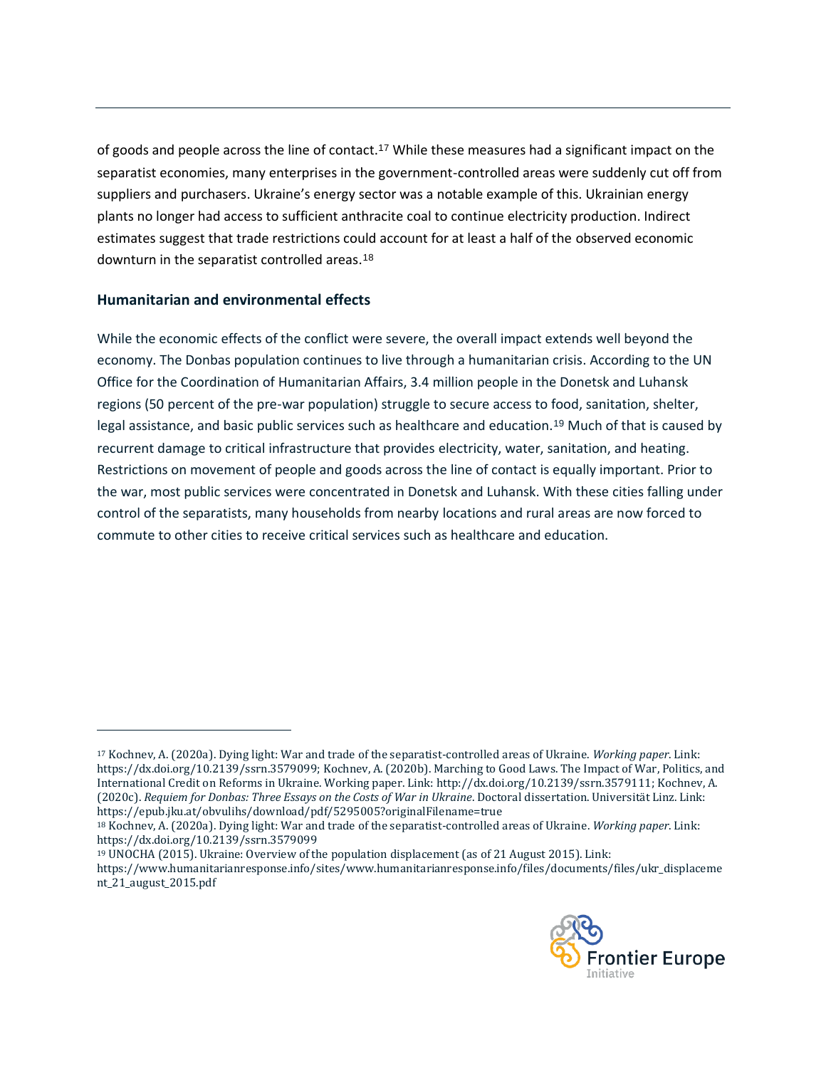of goods and people across the line of contact.[17] While these measures had a significant impact on the separatist economies, many enterprises in the government-controlled areas were suddenly cut off from suppliers and purchasers. Ukraine's energy sector was a notable example of this. Ukrainian energy plants no longer had access to sufficient anthracite coal to continue electricity production. Indirect estimates suggest that trade restrictions could account for at least a half of the observed economic downturn in the separatist controlled areas.[18]

## Humanitarian and environmental effects

While the economic effects of the conflict were severe, the overall impact extends well beyond the economy. The Donbas population continues to live through a humanitarian crisis. According to the UN Office for the Coordination of Humanitarian Affairs, 3.4 million people in the Donetsk and Luhansk regions (50 percent of the pre-war population) struggle to secure access to food, sanitation, shelter, legal assistance, and basic public services such as healthcare and education.[19] Much of that is caused by recurrent damage to critical infrastructure that provides electricity, water, sanitation, and heating. Restrictions on movement of people and goods across the line of contact is equally important. Prior to the war, most public services were concentrated in Donetsk and Luhansk. With these cities falling under control of the separatists, many households from nearby locations and rural areas are now forced to commute to other cities to receive critical services such as healthcare and education.

---

[17] Kochnev, A. (2020a). Dying light: War and trade of the separatist-controlled areas of Ukraine. *Working paper*. Link: https://dx.doi.org/10.2139/ssrn.3579099; Kochnev, A. (2020b). Marching to Good Laws. The Impact of War, Politics, and International Credit on Reforms in Ukraine. Working paper. Link: http://dx.doi.org/10.2139/ssrn.3579111; Kochnev, A. (2020c). *Requiem for Donbas: Three Essays on the Costs of War in Ukraine*. Doctoral dissertation. Universität Linz. Link: https://epub.jku.at/obvulihs/download/pdf/5295005?originalFilename=true

[18] Kochnev, A. (2020a). Dying light: War and trade of the separatist-controlled areas of Ukraine. *Working paper*. Link: https://dx.doi.org/10.2139/ssrn.3579099

[19] UNOCHA (2015). Ukraine: Overview of the population displacement (as of 21 August 2015). Link: https://www.humanitarianresponse.info/sites/www.humanitarianresponse.info/files/documents/files/ukr_displacement_21_august_2015.pdf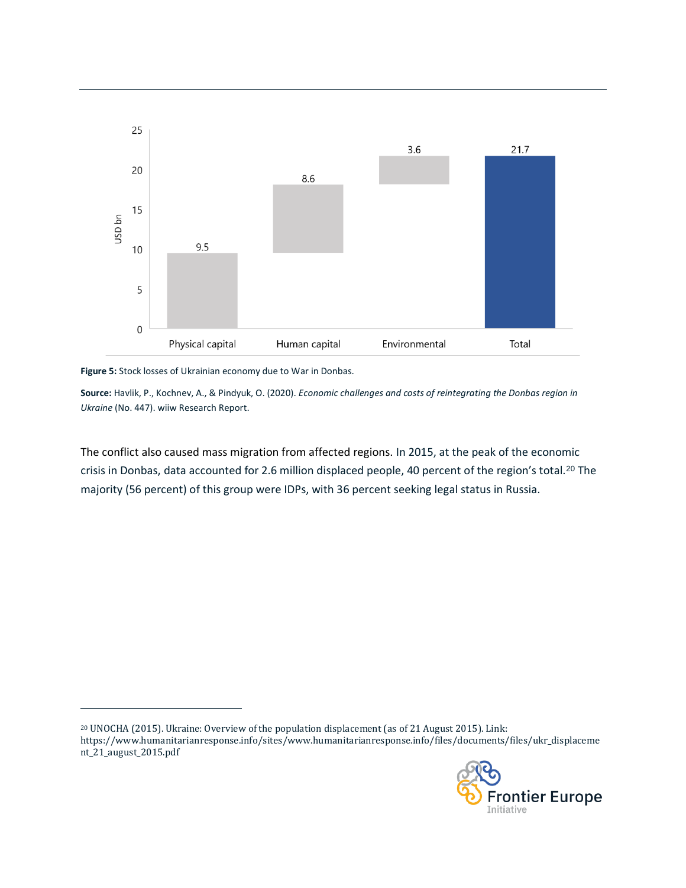**Figure 5:** Stock losses of Ukrainian economy due to War in Donbas.

**Source:** Havlik, P., Kochnev, A., & Pindyuk, O. (2020). *Economic challenges and costs of reintegrating the Donbas region in Ukraine* (No. 447). wiiw Research Report.

The conflict also caused mass migration from affected regions. In 2015, at the peak of the economic crisis in Donbas, data accounted for 2.6 million displaced people, 40 percent of the region's total.[20] The majority (56 percent) of this group were IDPs, with 36 percent seeking legal status in Russia.

[20] UNOCHA (2015). Ukraine: Overview of the population displacement (as of 21 August 2015). Link: https://www.humanitarianresponse.info/sites/www.humanitarianresponse.info/files/documents/files/ukr_displacement_21_august_2015.pdf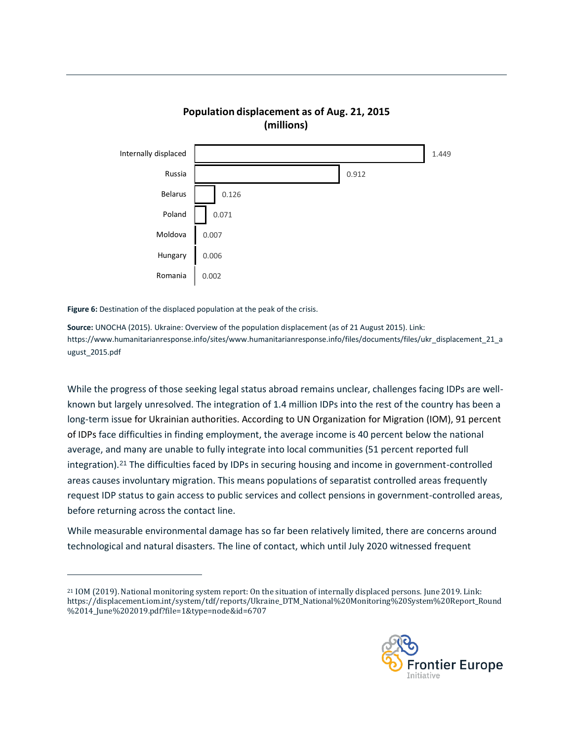**Population displacement as of Aug. 21, 2015 (millions)**

| Category | Value |
| --- | --- |
| Internally displaced | 1.449 |
| Russia | 0.912 |
| Belarus | 0.126 |
| Poland | 0.071 |
| Moldova | 0.007 |
| Hungary | 0.006 |
| Romania | 0.002 |

**Figure 6:** Destination of the displaced population at the peak of the crisis.

**Source:** UNOCHA (2015). Ukraine: Overview of the population displacement (as of 21 August 2015). Link: https://www.humanitarianresponse.info/sites/www.humanitarianresponse.info/files/documents/files/ukr_displacement_21_august_2015.pdf

While the progress of those seeking legal status abroad remains unclear, challenges facing IDPs are well-known but largely unresolved. The integration of 1.4 million IDPs into the rest of the country has been a long-term issue for Ukrainian authorities. According to UN Organization for Migration (IOM), 91 percent of IDPs face difficulties in finding employment, the average income is 40 percent below the national average, and many are unable to fully integrate into local communities (51 percent reported full integration).[21] The difficulties faced by IDPs in securing housing and income in government-controlled areas causes involuntary migration. This means populations of separatist controlled areas frequently request IDP status to gain access to public services and collect pensions in government-controlled areas, before returning across the contact line.

While measurable environmental damage has so far been relatively limited, there are concerns around technological and natural disasters. The line of contact, which until July 2020 witnessed frequent

[21] IOM (2019). National monitoring system report: On the situation of internally displaced persons. June 2019. Link: https://displacement.iom.int/system/tdf/reports/Ukraine_DTM_National%20Monitoring%20System%20Report_Round%2014_June%202019.pdf?file=1&type=node&id=6707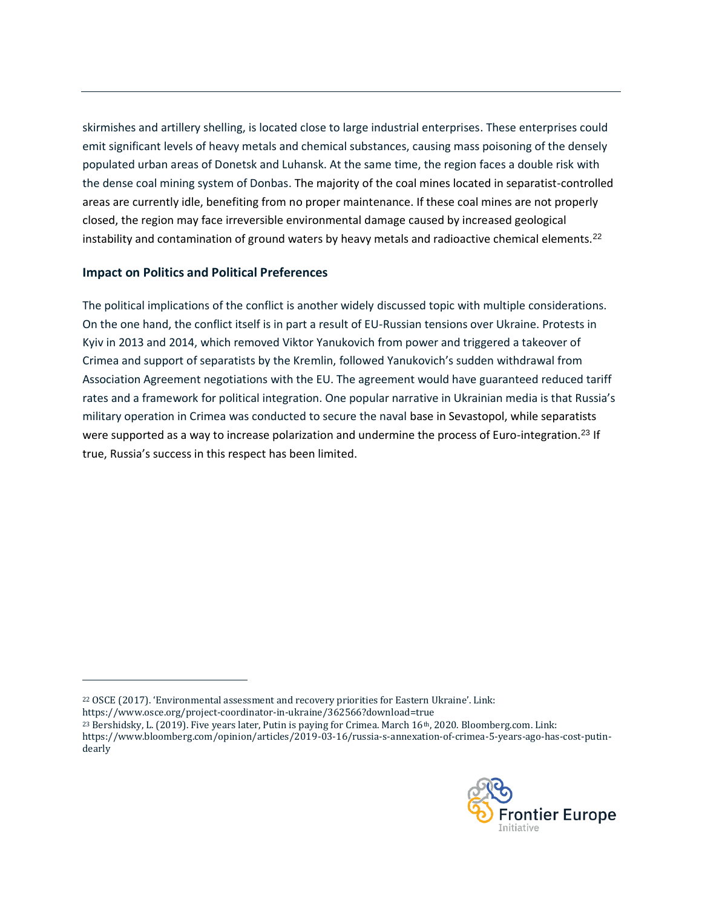skirmishes and artillery shelling, is located close to large industrial enterprises. These enterprises could emit significant levels of heavy metals and chemical substances, causing mass poisoning of the densely populated urban areas of Donetsk and Luhansk. At the same time, the region faces a double risk with the dense coal mining system of Donbas. The majority of the coal mines located in separatist-controlled areas are currently idle, benefiting from no proper maintenance. If these coal mines are not properly closed, the region may face irreversible environmental damage caused by increased geological instability and contamination of ground waters by heavy metals and radioactive chemical elements.[22]

### Impact on Politics and Political Preferences

The political implications of the conflict is another widely discussed topic with multiple considerations. On the one hand, the conflict itself is in part a result of EU-Russian tensions over Ukraine. Protests in Kyiv in 2013 and 2014, which removed Viktor Yanukovich from power and triggered a takeover of Crimea and support of separatists by the Kremlin, followed Yanukovich's sudden withdrawal from Association Agreement negotiations with the EU. The agreement would have guaranteed reduced tariff rates and a framework for political integration. One popular narrative in Ukrainian media is that Russia's military operation in Crimea was conducted to secure the naval base in Sevastopol, while separatists were supported as a way to increase polarization and undermine the process of Euro-integration.[23] If true, Russia's success in this respect has been limited.

---

[22] OSCE (2017). 'Environmental assessment and recovery priorities for Eastern Ukraine'. Link: https://www.osce.org/project-coordinator-in-ukraine/362566?download=true

[23] Bershidsky, L. (2019). Five years later, Putin is paying for Crimea. March 16th, 2020. Bloomberg.com. Link: https://www.bloomberg.com/opinion/articles/2019-03-16/russia-s-annexation-of-crimea-5-years-ago-has-cost-putin-dearly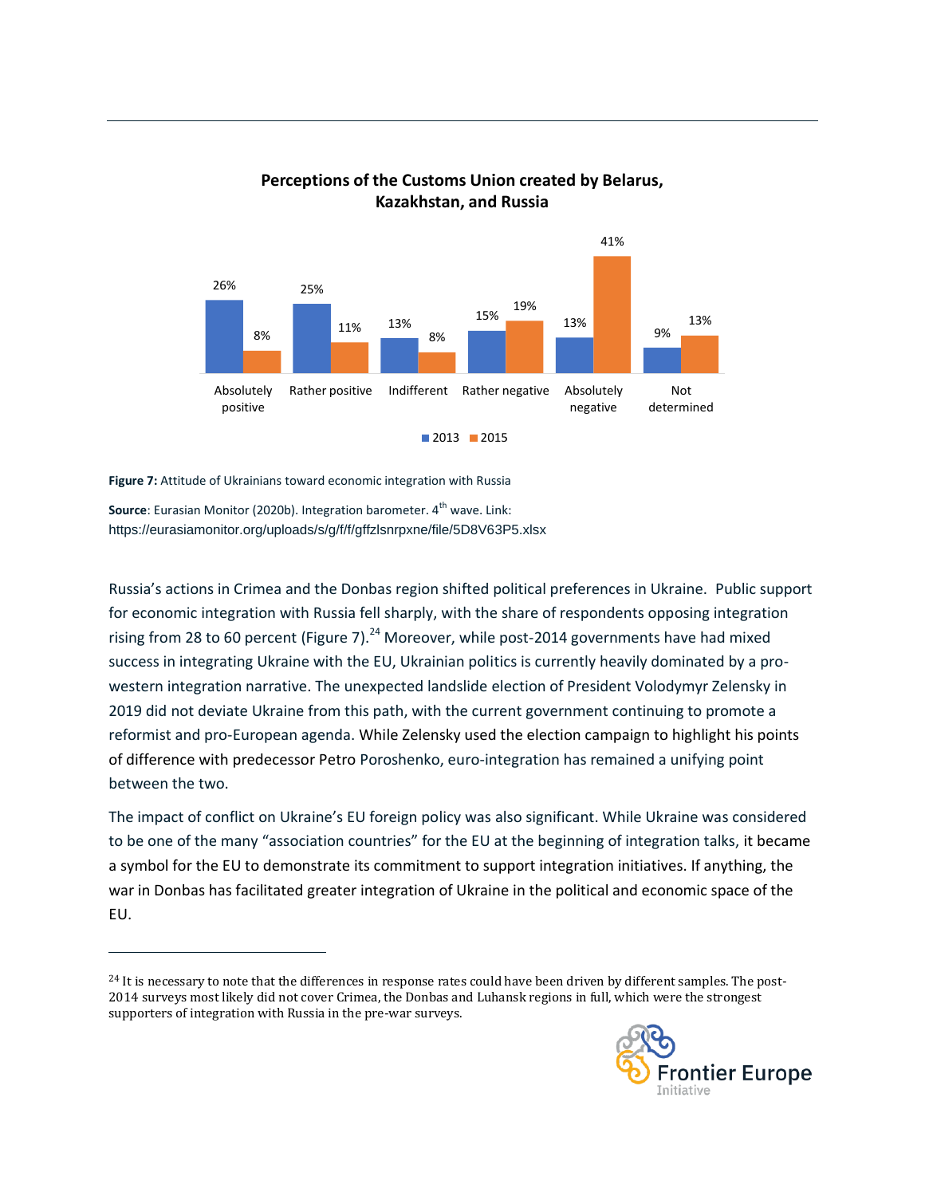**Perceptions of the Customs Union created by Belarus, Kazakhstan, and Russia**

| | 2013 | 2015 |
|---|---|---|
| Absolutely positive | 26% | 8% |
| Rather positive | 25% | 11% |
| Indifferent | 13% | 8% |
| Rather negative | 15% | 19% |
| Absolutely negative | 13% | 41% |
| Not determined | 9% | 13% |

**Figure 7:** Attitude of Ukrainians toward economic integration with Russia

**Source**: Eurasian Monitor (2020b). Integration barometer. 4th wave. Link: https://eurasiamonitor.org/uploads/s/g/f/f/gffzlsnrpxne/file/5D8V63P5.xlsx

Russia's actions in Crimea and the Donbas region shifted political preferences in Ukraine. Public support for economic integration with Russia fell sharply, with the share of respondents opposing integration rising from 28 to 60 percent (Figure 7).[24] Moreover, while post-2014 governments have had mixed success in integrating Ukraine with the EU, Ukrainian politics is currently heavily dominated by a pro-western integration narrative. The unexpected landslide election of President Volodymyr Zelensky in 2019 did not deviate Ukraine from this path, with the current government continuing to promote a reformist and pro-European agenda. While Zelensky used the election campaign to highlight his points of difference with predecessor Petro Poroshenko, euro-integration has remained a unifying point between the two.

The impact of conflict on Ukraine's EU foreign policy was also significant. While Ukraine was considered to be one of the many "association countries" for the EU at the beginning of integration talks, it became a symbol for the EU to demonstrate its commitment to support integration initiatives. If anything, the war in Donbas has facilitated greater integration of Ukraine in the political and economic space of the EU.

---

[24] It is necessary to note that the differences in response rates could have been driven by different samples. The post-2014 surveys most likely did not cover Crimea, the Donbas and Luhansk regions in full, which were the strongest supporters of integration with Russia in the pre-war surveys.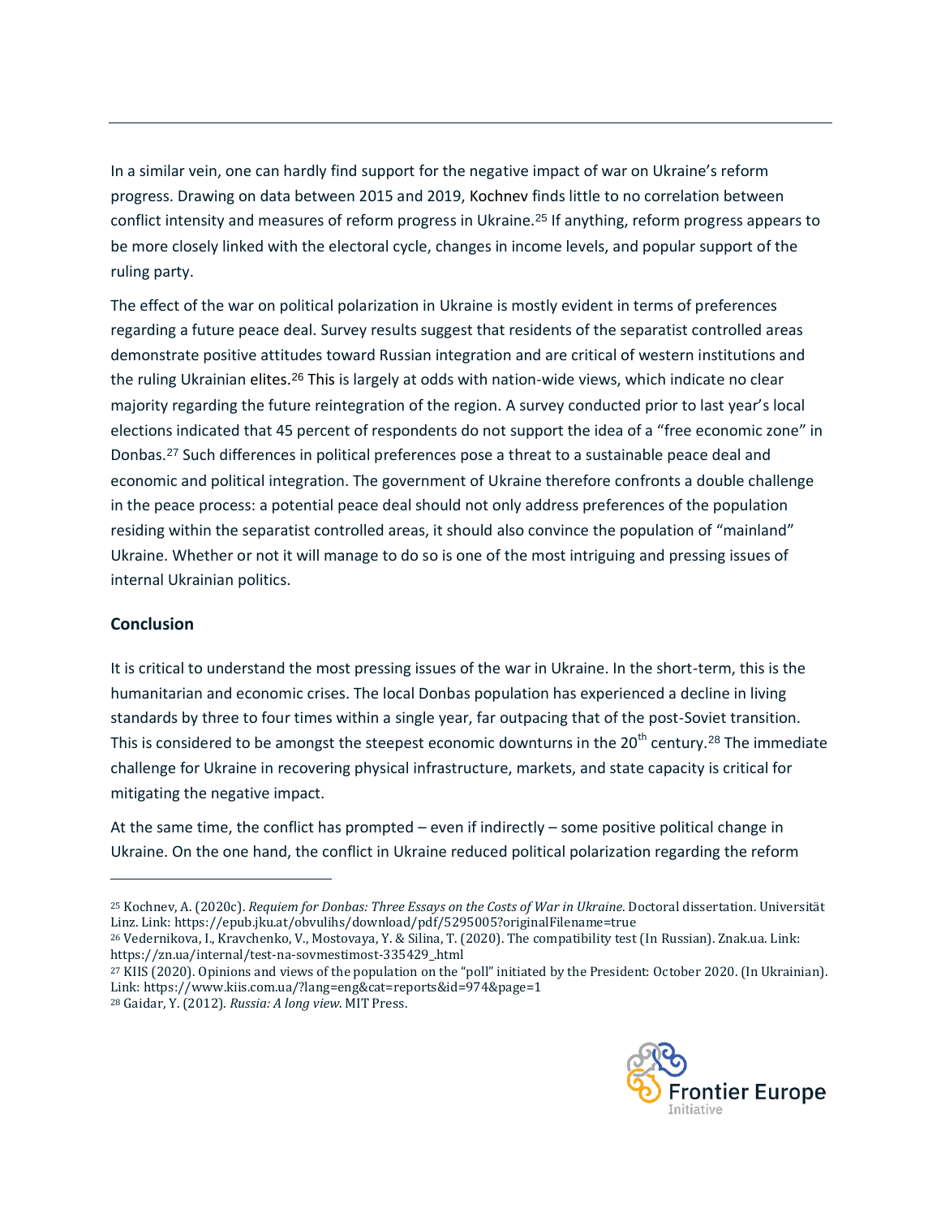In a similar vein, one can hardly find support for the negative impact of war on Ukraine's reform progress. Drawing on data between 2015 and 2019, Kochnev finds little to no correlation between conflict intensity and measures of reform progress in Ukraine.[25] If anything, reform progress appears to be more closely linked with the electoral cycle, changes in income levels, and popular support of the ruling party.

The effect of the war on political polarization in Ukraine is mostly evident in terms of preferences regarding a future peace deal. Survey results suggest that residents of the separatist controlled areas demonstrate positive attitudes toward Russian integration and are critical of western institutions and the ruling Ukrainian elites.[26] This is largely at odds with nation-wide views, which indicate no clear majority regarding the future reintegration of the region. A survey conducted prior to last year's local elections indicated that 45 percent of respondents do not support the idea of a "free economic zone" in Donbas.[27] Such differences in political preferences pose a threat to a sustainable peace deal and economic and political integration. The government of Ukraine therefore confronts a double challenge in the peace process: a potential peace deal should not only address preferences of the population residing within the separatist controlled areas, it should also convince the population of "mainland" Ukraine. Whether or not it will manage to do so is one of the most intriguing and pressing issues of internal Ukrainian politics.

## Conclusion

It is critical to understand the most pressing issues of the war in Ukraine. In the short-term, this is the humanitarian and economic crises. The local Donbas population has experienced a decline in living standards by three to four times within a single year, far outpacing that of the post-Soviet transition. This is considered to be amongst the steepest economic downturns in the 20th century.[28] The immediate challenge for Ukraine in recovering physical infrastructure, markets, and state capacity is critical for mitigating the negative impact.

At the same time, the conflict has prompted – even if indirectly – some positive political change in Ukraine. On the one hand, the conflict in Ukraine reduced political polarization regarding the reform

---

[25] Kochnev, A. (2020c). *Requiem for Donbas: Three Essays on the Costs of War in Ukraine*. Doctoral dissertation. Universität Linz. Link: https://epub.jku.at/obvulihs/download/pdf/5295005?originalFilename=true

[26] Vedernikova, I., Kravchenko, V., Mostovaya, Y. & Silina, T. (2020). The compatibility test (In Russian). Znak.ua. Link: https://zn.ua/internal/test-na-sovmestimost-335429_.html

[27] KIIS (2020). Opinions and views of the population on the "poll" initiated by the President: October 2020. (In Ukrainian). Link: https://www.kiis.com.ua/?lang=eng&cat=reports&id=974&page=1

[28] Gaidar, Y. (2012). *Russia: A long view*. MIT Press.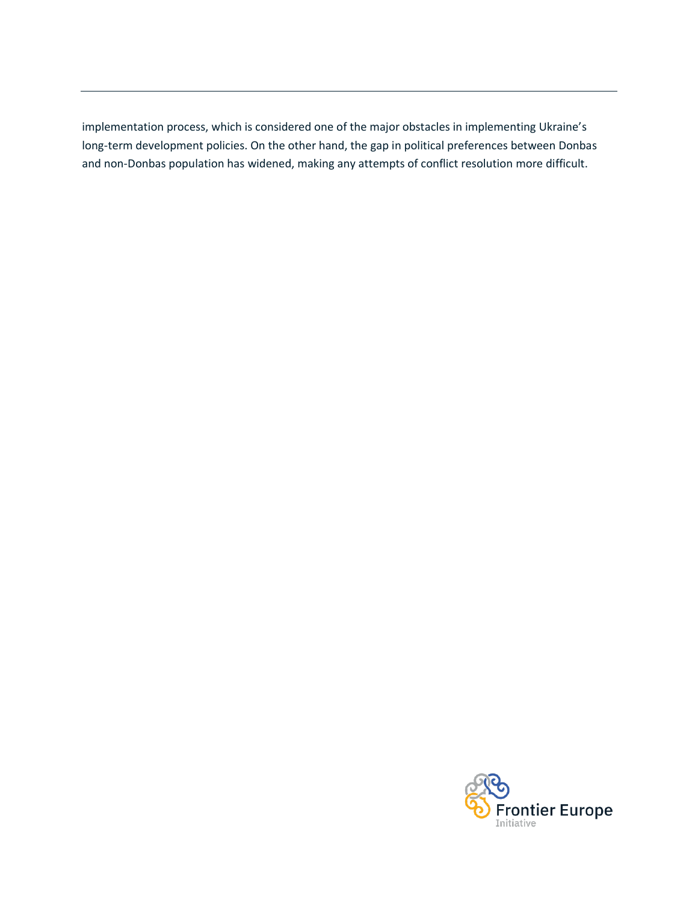implementation process, which is considered one of the major obstacles in implementing Ukraine's long-term development policies. On the other hand, the gap in political preferences between Donbas and non-Donbas population has widened, making any attempts of conflict resolution more difficult.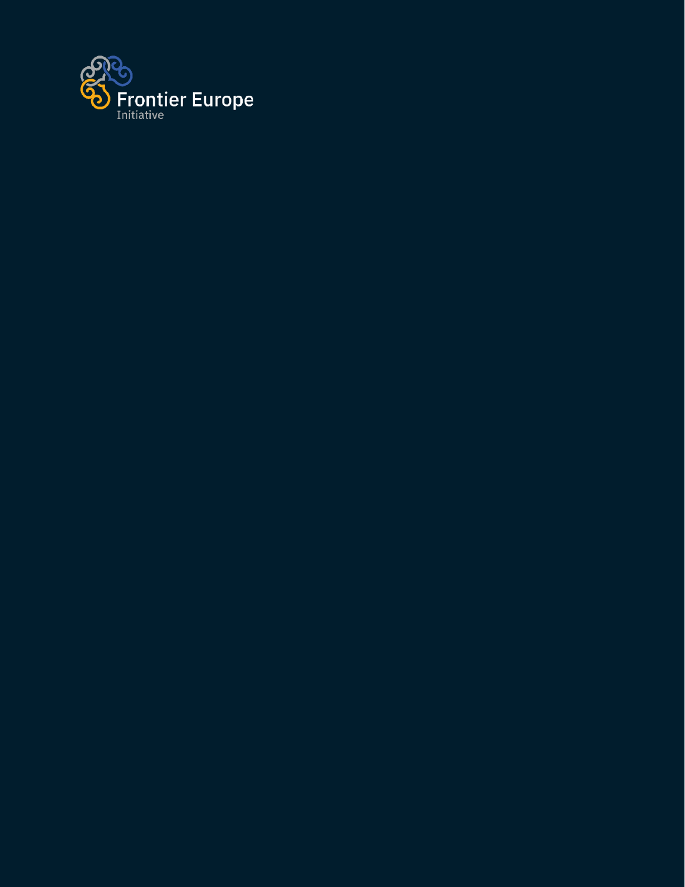Frontier Europe

Initiative